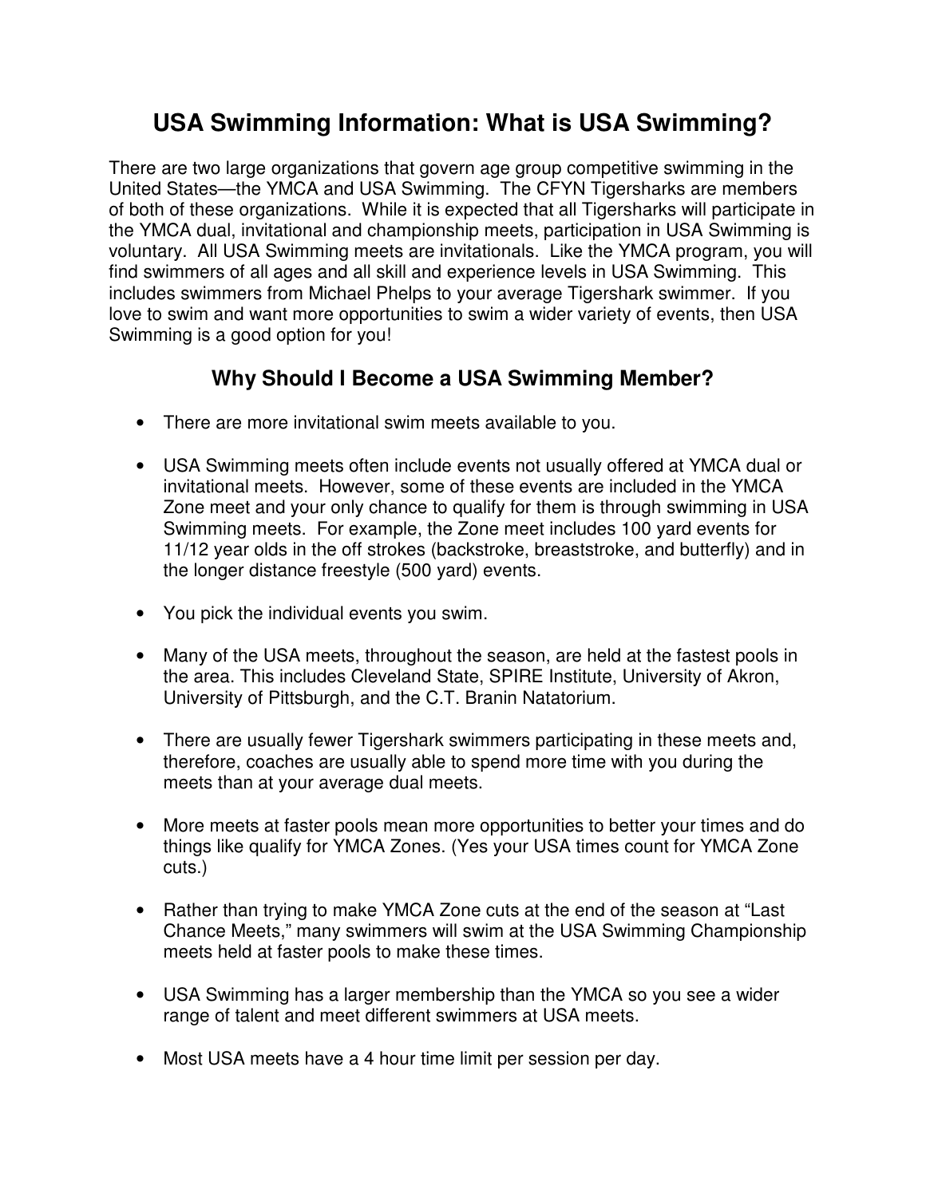# USA Swimming Information: What is USA Swimming?

There are two large organizations that govern age group competitive swimming in the United States—the YMCA and USA Swimming. The CFYN Tigersharks are members of both of these organizations. While it is expected that all Tigersharks will participate in the YMCA dual, invitational and championship meets, participation in USA Swimming is voluntary. All USA Swimming meets are invitationals. Like the YMCA program, you will find swimmers of all ages and all skill and experience levels in USA Swimming. This includes swimmers from Michael Phelps to your average Tigershark swimmer. If you love to swim and want more opportunities to swim a wider variety of events, then USA Swimming is a good option for you!

## Why Should I Become a USA Swimming Member?

- There are more invitational swim meets available to you.
- USA Swimming meets often include events not usually offered at YMCA dual or invitational meets. However, some of these events are included in the YMCA Zone meet and your only chance to qualify for them is through swimming in USA Swimming meets. For example, the Zone meet includes 100 yard events for 11/12 year olds in the off strokes (backstroke, breaststroke, and butterfly) and in the longer distance freestyle (500 yard) events.
- You pick the individual events you swim.
- Many of the USA meets, throughout the season, are held at the fastest pools in the area. This includes Cleveland State, SPIRE Institute, University of Akron, University of Pittsburgh, and the C.T. Branin Natatorium.
- There are usually fewer Tigershark swimmers participating in these meets and, therefore, coaches are usually able to spend more time with you during the meets than at your average dual meets.
- More meets at faster pools mean more opportunities to better your times and do things like qualify for YMCA Zones. (Yes your USA times count for YMCA Zone cuts.)
- Rather than trying to make YMCA Zone cuts at the end of the season at "Last Chance Meets," many swimmers will swim at the USA Swimming Championship meets held at faster pools to make these times.
- USA Swimming has a larger membership than the YMCA so you see a wider range of talent and meet different swimmers at USA meets.
- Most USA meets have a 4 hour time limit per session per day.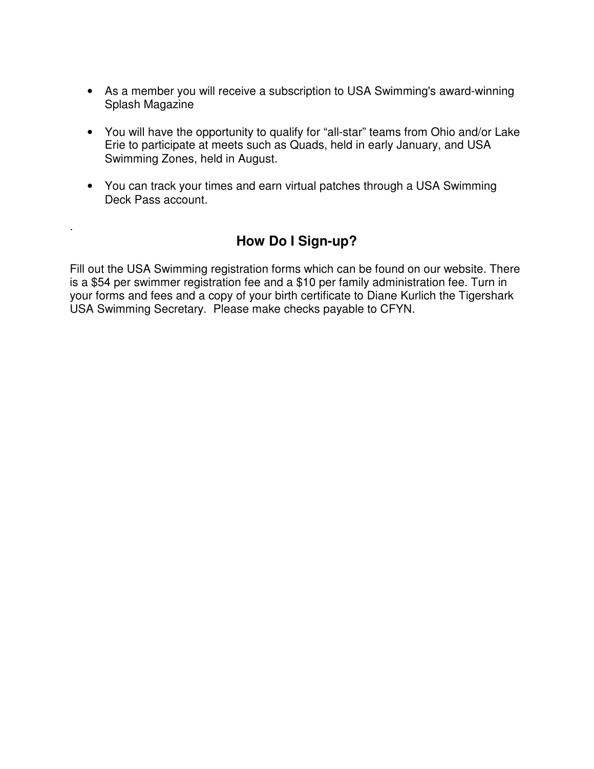- As a member you will receive a subscription to USA Swimming's award-winning Splash Magazine

- You will have the opportunity to qualify for "all-star" teams from Ohio and/or Lake Erie to participate at meets such as Quads, held in early January, and USA Swimming Zones, held in August.

- You can track your times and earn virtual patches through a USA Swimming Deck Pass account.

.

## How Do I Sign-up?

Fill out the USA Swimming registration forms which can be found on our website. There is a $54 per swimmer registration fee and a $10 per family administration fee. Turn in your forms and fees and a copy of your birth certificate to Diane Kurlich the Tigershark USA Swimming Secretary. Please make checks payable to CFYN.